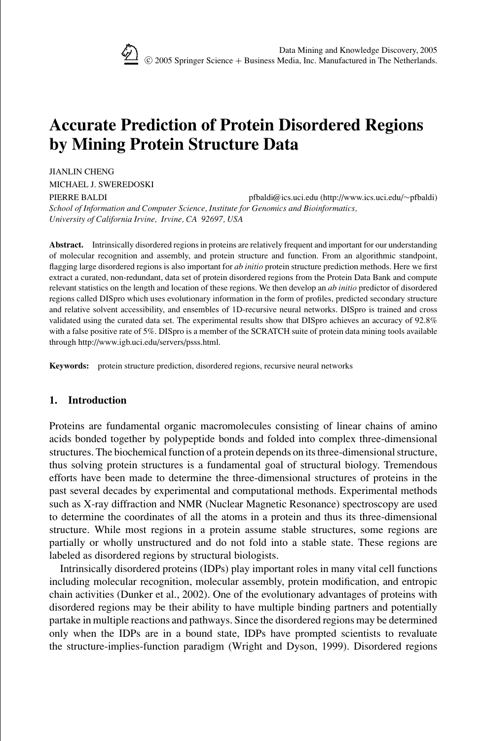# Accurate Prediction of Protein Disordered Regions by Mining Protein Structure Data

JIANLIN CHENG
MICHAEL J. SWEREDOSKI
PIERRE BALDI pfbaldi@ics.uci.edu (http://www.ics.uci.edu/~pfbaldi)
*School of Information and Computer Science, Institute for Genomics and Bioinformatics, University of California Irvine, Irvine, CA 92697, USA*

**Abstract.** Intrinsically disordered regions in proteins are relatively frequent and important for our understanding of molecular recognition and assembly, and protein structure and function. From an algorithmic standpoint, flagging large disordered regions is also important for *ab initio* protein structure prediction methods. Here we first extract a curated, non-redundant, data set of protein disordered regions from the Protein Data Bank and compute relevant statistics on the length and location of these regions. We then develop an *ab initio* predictor of disordered regions called DISpro which uses evolutionary information in the form of profiles, predicted secondary structure and relative solvent accessibility, and ensembles of 1D-recursive neural networks. DISpro is trained and cross validated using the curated data set. The experimental results show that DISpro achieves an accuracy of 92.8% with a false positive rate of 5%. DISpro is a member of the SCRATCH suite of protein data mining tools available through http://www.igb.uci.edu/servers/psss.html.

**Keywords:** protein structure prediction, disordered regions, recursive neural networks

## 1. Introduction

Proteins are fundamental organic macromolecules consisting of linear chains of amino acids bonded together by polypeptide bonds and folded into complex three-dimensional structures. The biochemical function of a protein depends on its three-dimensional structure, thus solving protein structures is a fundamental goal of structural biology. Tremendous efforts have been made to determine the three-dimensional structures of proteins in the past several decades by experimental and computational methods. Experimental methods such as X-ray diffraction and NMR (Nuclear Magnetic Resonance) spectroscopy are used to determine the coordinates of all the atoms in a protein and thus its three-dimensional structure. While most regions in a protein assume stable structures, some regions are partially or wholly unstructured and do not fold into a stable state. These regions are labeled as disordered regions by structural biologists.

Intrinsically disordered proteins (IDPs) play important roles in many vital cell functions including molecular recognition, molecular assembly, protein modification, and entropic chain activities (Dunker et al., 2002). One of the evolutionary advantages of proteins with disordered regions may be their ability to have multiple binding partners and potentially partake in multiple reactions and pathways. Since the disordered regions may be determined only when the IDPs are in a bound state, IDPs have prompted scientists to revaluate the structure-implies-function paradigm (Wright and Dyson, 1999). Disordered regions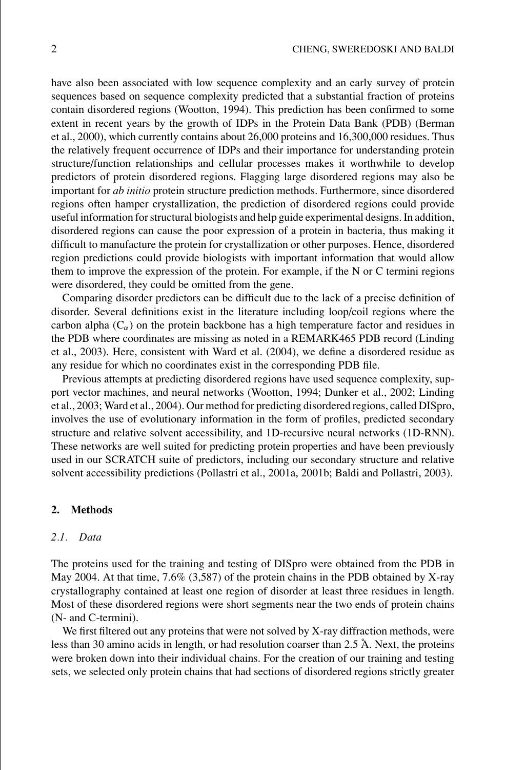have also been associated with low sequence complexity and an early survey of protein sequences based on sequence complexity predicted that a substantial fraction of proteins contain disordered regions (Wootton, 1994). This prediction has been confirmed to some extent in recent years by the growth of IDPs in the Protein Data Bank (PDB) (Berman et al., 2000), which currently contains about 26,000 proteins and 16,300,000 residues. Thus the relatively frequent occurrence of IDPs and their importance for understanding protein structure/function relationships and cellular processes makes it worthwhile to develop predictors of protein disordered regions. Flagging large disordered regions may also be important for *ab initio* protein structure prediction methods. Furthermore, since disordered regions often hamper crystallization, the prediction of disordered regions could provide useful information for structural biologists and help guide experimental designs. In addition, disordered regions can cause the poor expression of a protein in bacteria, thus making it difficult to manufacture the protein for crystallization or other purposes. Hence, disordered region predictions could provide biologists with important information that would allow them to improve the expression of the protein. For example, if the N or C termini regions were disordered, they could be omitted from the gene.

Comparing disorder predictors can be difficult due to the lack of a precise definition of disorder. Several definitions exist in the literature including loop/coil regions where the carbon alpha ($C_\alpha$) on the protein backbone has a high temperature factor and residues in the PDB where coordinates are missing as noted in a REMARK465 PDB record (Linding et al., 2003). Here, consistent with Ward et al. (2004), we define a disordered residue as any residue for which no coordinates exist in the corresponding PDB file.

Previous attempts at predicting disordered regions have used sequence complexity, support vector machines, and neural networks (Wootton, 1994; Dunker et al., 2002; Linding et al., 2003; Ward et al., 2004). Our method for predicting disordered regions, called DISpro, involves the use of evolutionary information in the form of profiles, predicted secondary structure and relative solvent accessibility, and 1D-recursive neural networks (1D-RNN). These networks are well suited for predicting protein properties and have been previously used in our SCRATCH suite of predictors, including our secondary structure and relative solvent accessibility predictions (Pollastri et al., 2001a, 2001b; Baldi and Pollastri, 2003).

## 2. Methods

### *2.1. Data*

The proteins used for the training and testing of DISpro were obtained from the PDB in May 2004. At that time, 7.6% (3,587) of the protein chains in the PDB obtained by X-ray crystallography contained at least one region of disorder at least three residues in length. Most of these disordered regions were short segments near the two ends of protein chains (N- and C-termini).

We first filtered out any proteins that were not solved by X-ray diffraction methods, were less than 30 amino acids in length, or had resolution coarser than 2.5 Å. Next, the proteins were broken down into their individual chains. For the creation of our training and testing sets, we selected only protein chains that had sections of disordered regions strictly greater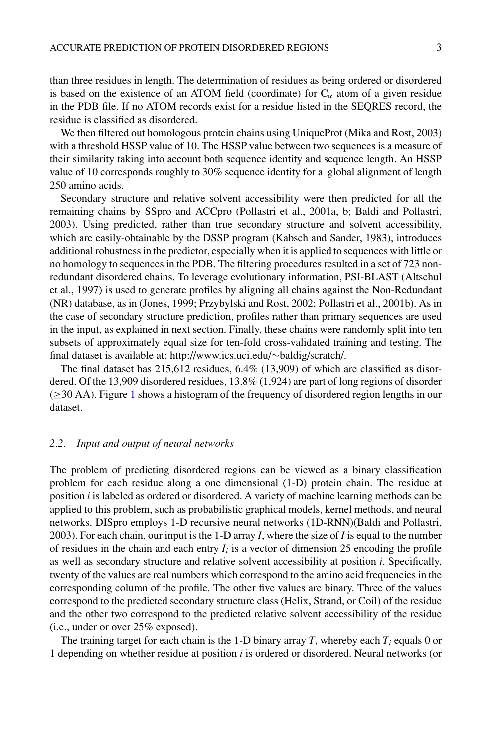than three residues in length. The determination of residues as being ordered or disordered is based on the existence of an ATOM field (coordinate) for $C_\alpha$ atom of a given residue in the PDB file. If no ATOM records exist for a residue listed in the SEQRES record, the residue is classified as disordered.

We then filtered out homologous protein chains using UniqueProt (Mika and Rost, 2003) with a threshold HSSP value of 10. The HSSP value between two sequences is a measure of their similarity taking into account both sequence identity and sequence length. An HSSP value of 10 corresponds roughly to 30% sequence identity for a global alignment of length 250 amino acids.

Secondary structure and relative solvent accessibility were then predicted for all the remaining chains by SSpro and ACCpro (Pollastri et al., 2001a, b; Baldi and Pollastri, 2003). Using predicted, rather than true secondary structure and solvent accessibility, which are easily-obtainable by the DSSP program (Kabsch and Sander, 1983), introduces additional robustness in the predictor, especially when it is applied to sequences with little or no homology to sequences in the PDB. The filtering procedures resulted in a set of 723 non-redundant disordered chains. To leverage evolutionary information, PSI-BLAST (Altschul et al., 1997) is used to generate profiles by aligning all chains against the Non-Redundant (NR) database, as in (Jones, 1999; Przybylski and Rost, 2002; Pollastri et al., 2001b). As in the case of secondary structure prediction, profiles rather than primary sequences are used in the input, as explained in next section. Finally, these chains were randomly split into ten subsets of approximately equal size for ten-fold cross-validated training and testing. The final dataset is available at: http://www.ics.uci.edu/~baldig/scratch/.

The final dataset has 215,612 residues, 6.4% (13,909) of which are classified as disordered. Of the 13,909 disordered residues, 13.8% (1,924) are part of long regions of disorder ($\geq$30 AA). Figure 1 shows a histogram of the frequency of disordered region lengths in our dataset.

### *2.2. Input and output of neural networks*

The problem of predicting disordered regions can be viewed as a binary classification problem for each residue along a one dimensional (1-D) protein chain. The residue at position $i$ is labeled as ordered or disordered. A variety of machine learning methods can be applied to this problem, such as probabilistic graphical models, kernel methods, and neural networks. DISpro employs 1-D recursive neural networks (1D-RNN)(Baldi and Pollastri, 2003). For each chain, our input is the 1-D array $I$, where the size of $I$ is equal to the number of residues in the chain and each entry $I_i$ is a vector of dimension 25 encoding the profile as well as secondary structure and relative solvent accessibility at position $i$. Specifically, twenty of the values are real numbers which correspond to the amino acid frequencies in the corresponding column of the profile. The other five values are binary. Three of the values correspond to the predicted secondary structure class (Helix, Strand, or Coil) of the residue and the other two correspond to the predicted relative solvent accessibility of the residue (i.e., under or over 25% exposed).

The training target for each chain is the 1-D binary array $T$, whereby each $T_i$ equals 0 or 1 depending on whether residue at position $i$ is ordered or disordered. Neural networks (or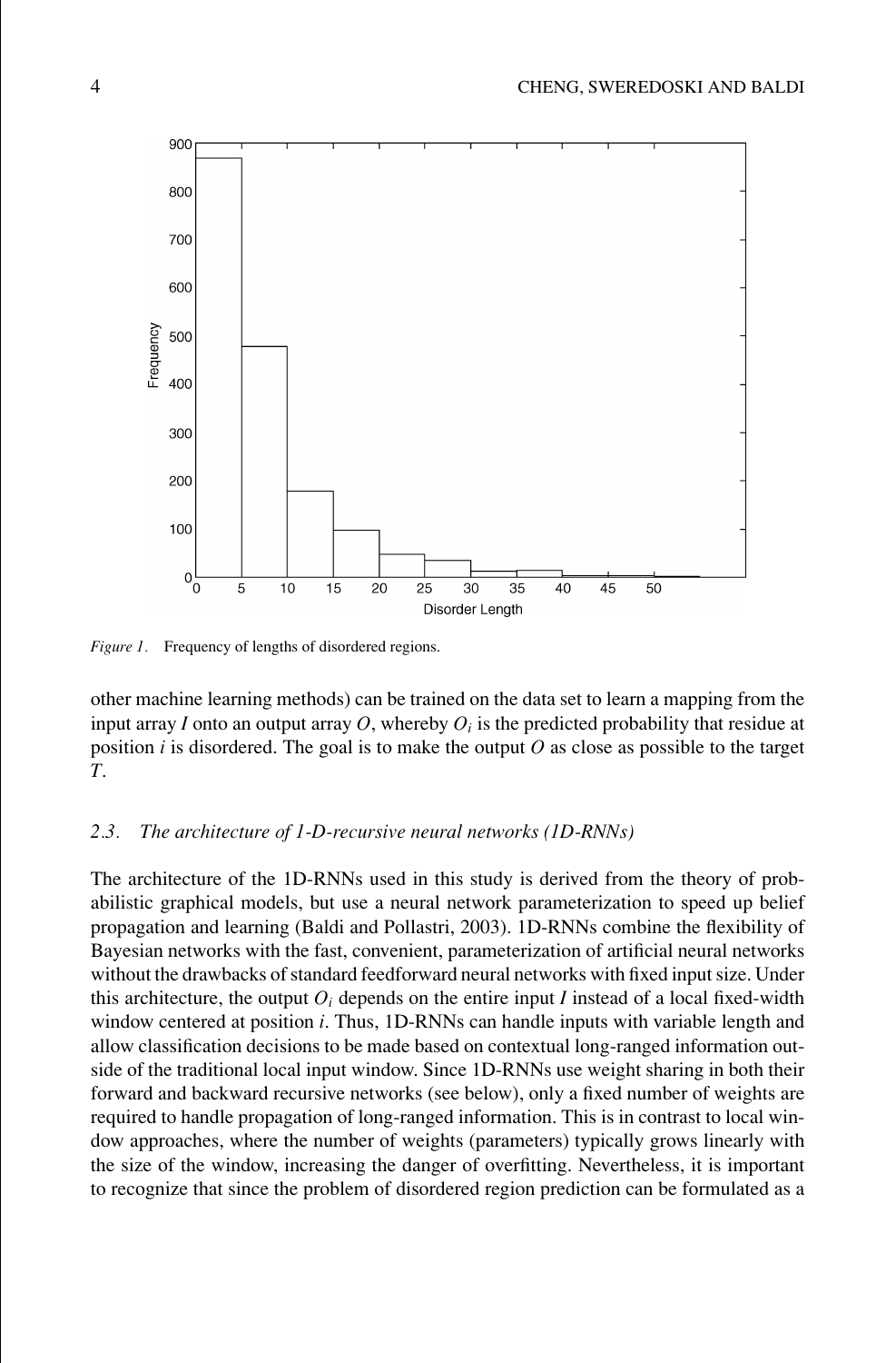*Figure 1.* Frequency of lengths of disordered regions.

other machine learning methods) can be trained on the data set to learn a mapping from the input array $I$ onto an output array $O$, whereby $O_i$ is the predicted probability that residue at position $i$ is disordered. The goal is to make the output $O$ as close as possible to the target $T$.

### *2.3. The architecture of 1-D-recursive neural networks (1D-RNNs)*

The architecture of the 1D-RNNs used in this study is derived from the theory of probabilistic graphical models, but use a neural network parameterization to speed up belief propagation and learning (Baldi and Pollastri, 2003). 1D-RNNs combine the flexibility of Bayesian networks with the fast, convenient, parameterization of artificial neural networks without the drawbacks of standard feedforward neural networks with fixed input size. Under this architecture, the output $O_i$ depends on the entire input $I$ instead of a local fixed-width window centered at position $i$. Thus, 1D-RNNs can handle inputs with variable length and allow classification decisions to be made based on contextual long-ranged information outside of the traditional local input window. Since 1D-RNNs use weight sharing in both their forward and backward recursive networks (see below), only a fixed number of weights are required to handle propagation of long-ranged information. This is in contrast to local window approaches, where the number of weights (parameters) typically grows linearly with the size of the window, increasing the danger of overfitting. Nevertheless, it is important to recognize that since the problem of disordered region prediction can be formulated as a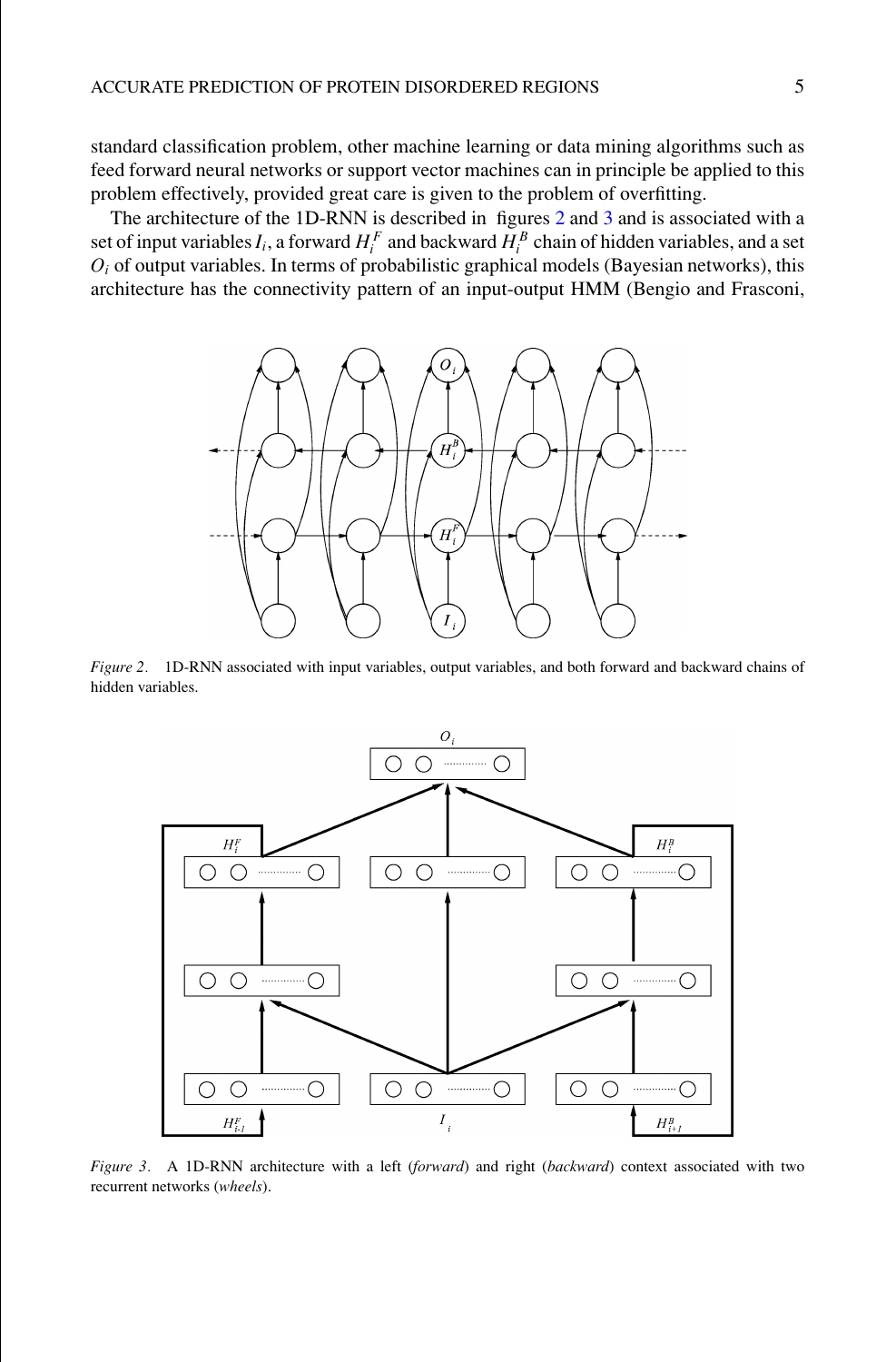standard classification problem, other machine learning or data mining algorithms such as feed forward neural networks or support vector machines can in principle be applied to this problem effectively, provided great care is given to the problem of overfitting.

The architecture of the 1D-RNN is described in figures 2 and 3 and is associated with a set of input variables $I_i$, a forward $H_i^F$ and backward $H_i^B$ chain of hidden variables, and a set $O_i$ of output variables. In terms of probabilistic graphical models (Bayesian networks), this architecture has the connectivity pattern of an input-output HMM (Bengio and Frasconi,

*Figure 2.* 1D-RNN associated with input variables, output variables, and both forward and backward chains of hidden variables.

*Figure 3.* A 1D-RNN architecture with a left (*forward*) and right (*backward*) context associated with two recurrent networks (*wheels*).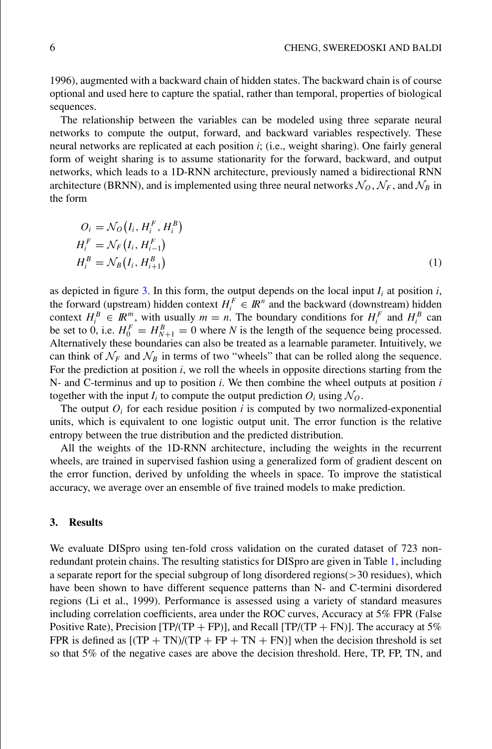1996), augmented with a backward chain of hidden states. The backward chain is of course optional and used here to capture the spatial, rather than temporal, properties of biological sequences.

The relationship between the variables can be modeled using three separate neural networks to compute the output, forward, and backward variables respectively. These neural networks are replicated at each position $i$; (i.e., weight sharing). One fairly general form of weight sharing is to assume stationarity for the forward, backward, and output networks, which leads to a 1D-RNN architecture, previously named a bidirectional RNN architecture (BRNN), and is implemented using three neural networks $\mathcal{N}_O$, $\mathcal{N}_F$, and $\mathcal{N}_B$ in the form

$$
\begin{aligned}
O_i &= \mathcal{N}_O\left(I_i, H_i^F, H_i^B\right) \\
H_i^F &= \mathcal{N}_F\left(I_i, H_{i-1}^F\right) \\
H_i^B &= \mathcal{N}_B\left(I_i, H_{i+1}^B\right)
\end{aligned}
\tag{1}
$$

as depicted in figure 3. In this form, the output depends on the local input $I_i$ at position $i$, the forward (upstream) hidden context $H_i^F \in \mathbb{R}^n$ and the backward (downstream) hidden context $H_i^B \in \mathbb{R}^m$, with usually $m = n$. The boundary conditions for $H_i^F$ and $H_i^B$ can be set to 0, i.e. $H_0^F = H_{N+1}^B = 0$ where $N$ is the length of the sequence being processed. Alternatively these boundaries can also be treated as a learnable parameter. Intuitively, we can think of $\mathcal{N}_F$ and $\mathcal{N}_B$ in terms of two "wheels" that can be rolled along the sequence. For the prediction at position $i$, we roll the wheels in opposite directions starting from the N- and C-terminus and up to position $i$. We then combine the wheel outputs at position $i$ together with the input $I_i$ to compute the output prediction $O_i$ using $\mathcal{N}_O$.

The output $O_i$ for each residue position $i$ is computed by two normalized-exponential units, which is equivalent to one logistic output unit. The error function is the relative entropy between the true distribution and the predicted distribution.

All the weights of the 1D-RNN architecture, including the weights in the recurrent wheels, are trained in supervised fashion using a generalized form of gradient descent on the error function, derived by unfolding the wheels in space. To improve the statistical accuracy, we average over an ensemble of five trained models to make prediction.

## 3. Results

We evaluate DISpro using ten-fold cross validation on the curated dataset of 723 non-redundant protein chains. The resulting statistics for DISpro are given in Table 1, including a separate report for the special subgroup of long disordered regions($>$30 residues), which have been shown to have different sequence patterns than N- and C-termini disordered regions (Li et al., 1999). Performance is assessed using a variety of standard measures including correlation coefficients, area under the ROC curves, Accuracy at 5% FPR (False Positive Rate), Precision [TP/(TP + FP)], and Recall [TP/(TP + FN)]. The accuracy at 5% FPR is defined as [(TP + TN)/(TP + FP + TN + FN)] when the decision threshold is set so that 5% of the negative cases are above the decision threshold. Here, TP, FP, TN, and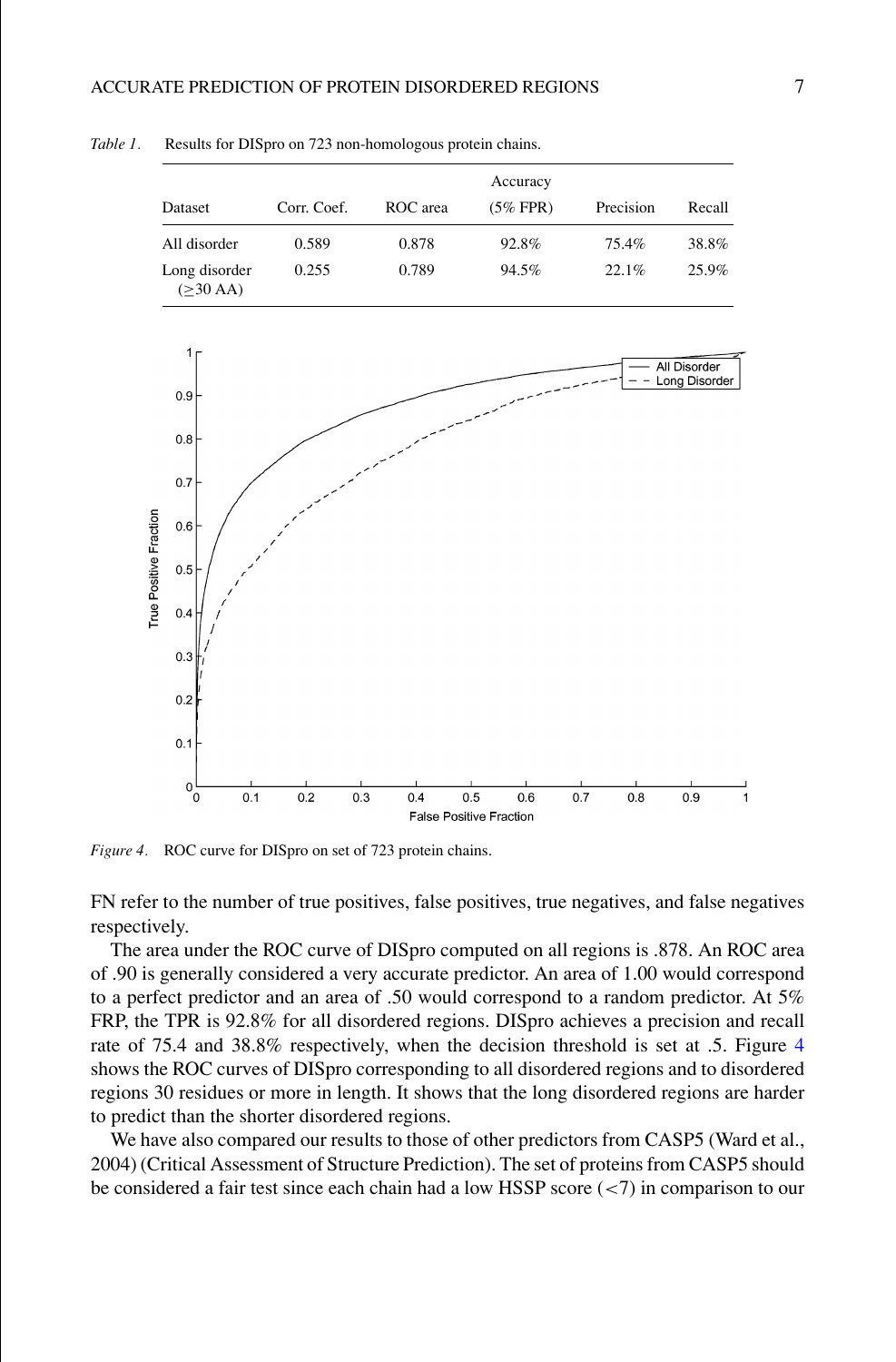*Table 1.* Results for DISpro on 723 non-homologous protein chains.

| Dataset | Corr. Coef. | ROC area | Accuracy (5% FPR) | Precision | Recall |
|---|---|---|---|---|---|
| All disorder | 0.589 | 0.878 | 92.8% | 75.4% | 38.8% |
| Long disorder (≥30 AA) | 0.255 | 0.789 | 94.5% | 22.1% | 25.9% |

*Figure 4.* ROC curve for DISpro on set of 723 protein chains.

FN refer to the number of true positives, false positives, true negatives, and false negatives respectively.

The area under the ROC curve of DISpro computed on all regions is .878. An ROC area of .90 is generally considered a very accurate predictor. An area of 1.00 would correspond to a perfect predictor and an area of .50 would correspond to a random predictor. At 5% FRP, the TPR is 92.8% for all disordered regions. DISpro achieves a precision and recall rate of 75.4 and 38.8% respectively, when the decision threshold is set at .5. Figure 4 shows the ROC curves of DISpro corresponding to all disordered regions and to disordered regions 30 residues or more in length. It shows that the long disordered regions are harder to predict than the shorter disordered regions.

We have also compared our results to those of other predictors from CASP5 (Ward et al., 2004) (Critical Assessment of Structure Prediction). The set of proteins from CASP5 should be considered a fair test since each chain had a low HSSP score ($<7$) in comparison to our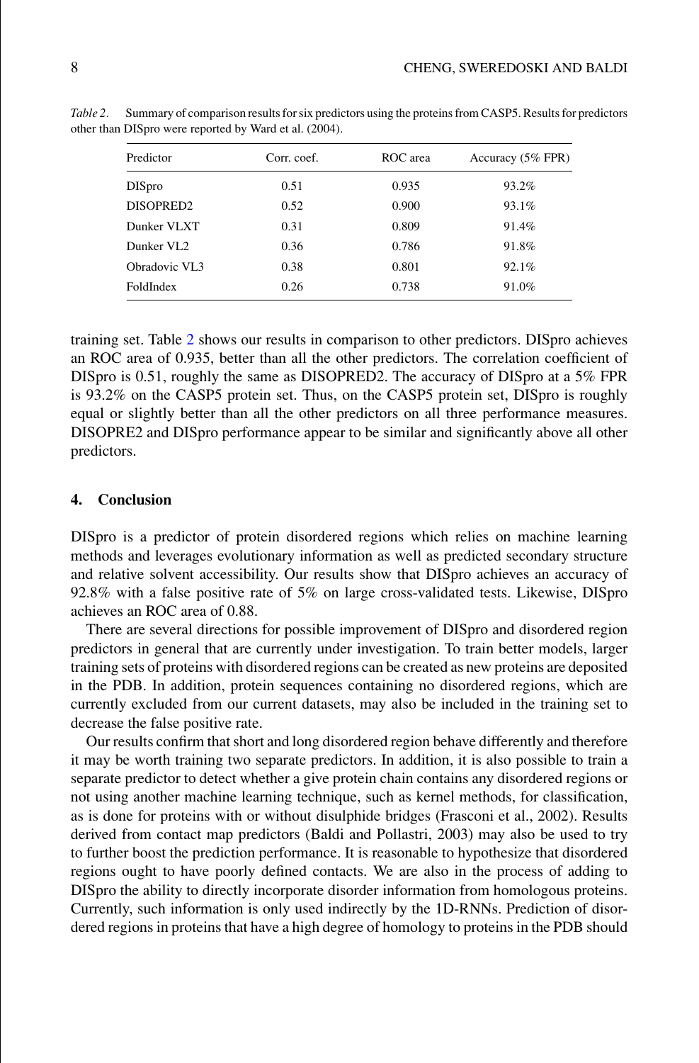*Table 2*. Summary of comparison results for six predictors using the proteins from CASP5. Results for predictors other than DISpro were reported by Ward et al. (2004).

| Predictor | Corr. coef. | ROC area | Accuracy (5% FPR) |
|---|---|---|---|
| DISpro | 0.51 | 0.935 | 93.2% |
| DISOPRED2 | 0.52 | 0.900 | 93.1% |
| Dunker VLXT | 0.31 | 0.809 | 91.4% |
| Dunker VL2 | 0.36 | 0.786 | 91.8% |
| Obradovic VL3 | 0.38 | 0.801 | 92.1% |
| FoldIndex | 0.26 | 0.738 | 91.0% |

training set. Table 2 shows our results in comparison to other predictors. DISpro achieves an ROC area of 0.935, better than all the other predictors. The correlation coefficient of DISpro is 0.51, roughly the same as DISOPRED2. The accuracy of DISpro at a 5% FPR is 93.2% on the CASP5 protein set. Thus, on the CASP5 protein set, DISpro is roughly equal or slightly better than all the other predictors on all three performance measures. DISOPRE2 and DISpro performance appear to be similar and significantly above all other predictors.

## 4. Conclusion

DISpro is a predictor of protein disordered regions which relies on machine learning methods and leverages evolutionary information as well as predicted secondary structure and relative solvent accessibility. Our results show that DISpro achieves an accuracy of 92.8% with a false positive rate of 5% on large cross-validated tests. Likewise, DISpro achieves an ROC area of 0.88.

There are several directions for possible improvement of DISpro and disordered region predictors in general that are currently under investigation. To train better models, larger training sets of proteins with disordered regions can be created as new proteins are deposited in the PDB. In addition, protein sequences containing no disordered regions, which are currently excluded from our current datasets, may also be included in the training set to decrease the false positive rate.

Our results confirm that short and long disordered region behave differently and therefore it may be worth training two separate predictors. In addition, it is also possible to train a separate predictor to detect whether a give protein chain contains any disordered regions or not using another machine learning technique, such as kernel methods, for classification, as is done for proteins with or without disulphide bridges (Frasconi et al., 2002). Results derived from contact map predictors (Baldi and Pollastri, 2003) may also be used to try to further boost the prediction performance. It is reasonable to hypothesize that disordered regions ought to have poorly defined contacts. We are also in the process of adding to DISpro the ability to directly incorporate disorder information from homologous proteins. Currently, such information is only used indirectly by the 1D-RNNs. Prediction of disordered regions in proteins that have a high degree of homology to proteins in the PDB should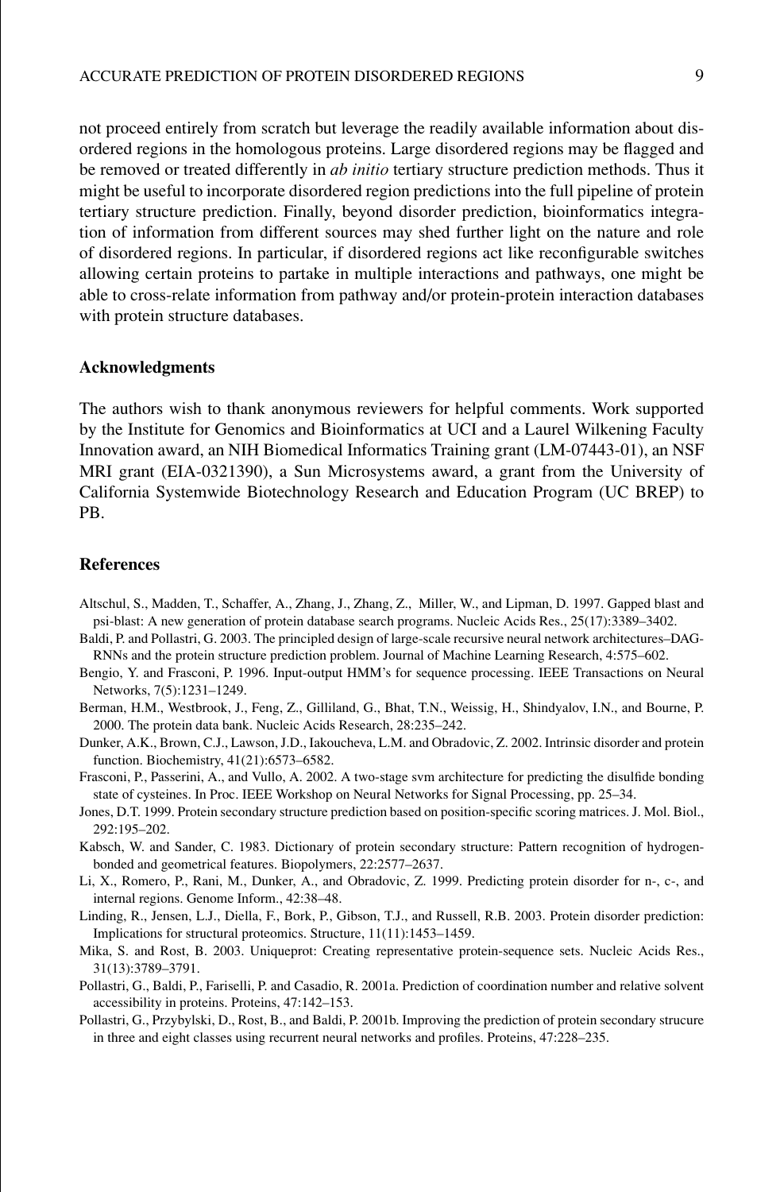not proceed entirely from scratch but leverage the readily available information about disordered regions in the homologous proteins. Large disordered regions may be flagged and be removed or treated differently in *ab initio* tertiary structure prediction methods. Thus it might be useful to incorporate disordered region predictions into the full pipeline of protein tertiary structure prediction. Finally, beyond disorder prediction, bioinformatics integration of information from different sources may shed further light on the nature and role of disordered regions. In particular, if disordered regions act like reconfigurable switches allowing certain proteins to partake in multiple interactions and pathways, one might be able to cross-relate information from pathway and/or protein-protein interaction databases with protein structure databases.

## Acknowledgments

The authors wish to thank anonymous reviewers for helpful comments. Work supported by the Institute for Genomics and Bioinformatics at UCI and a Laurel Wilkening Faculty Innovation award, an NIH Biomedical Informatics Training grant (LM-07443-01), an NSF MRI grant (EIA-0321390), a Sun Microsystems award, a grant from the University of California Systemwide Biotechnology Research and Education Program (UC BREP) to PB.

## References

Altschul, S., Madden, T., Schaffer, A., Zhang, J., Zhang, Z., Miller, W., and Lipman, D. 1997. Gapped blast and psi-blast: A new generation of protein database search programs. Nucleic Acids Res., 25(17):3389–3402.

Baldi, P. and Pollastri, G. 2003. The principled design of large-scale recursive neural network architectures–DAG-RNNs and the protein structure prediction problem. Journal of Machine Learning Research, 4:575–602.

Bengio, Y. and Frasconi, P. 1996. Input-output HMM's for sequence processing. IEEE Transactions on Neural Networks, 7(5):1231–1249.

Berman, H.M., Westbrook, J., Feng, Z., Gilliland, G., Bhat, T.N., Weissig, H., Shindyalov, I.N., and Bourne, P. 2000. The protein data bank. Nucleic Acids Research, 28:235–242.

Dunker, A.K., Brown, C.J., Lawson, J.D., Iakoucheva, L.M. and Obradovic, Z. 2002. Intrinsic disorder and protein function. Biochemistry, 41(21):6573–6582.

Frasconi, P., Passerini, A., and Vullo, A. 2002. A two-stage svm architecture for predicting the disulfide bonding state of cysteines. In Proc. IEEE Workshop on Neural Networks for Signal Processing, pp. 25–34.

Jones, D.T. 1999. Protein secondary structure prediction based on position-specific scoring matrices. J. Mol. Biol., 292:195–202.

Kabsch, W. and Sander, C. 1983. Dictionary of protein secondary structure: Pattern recognition of hydrogen-bonded and geometrical features. Biopolymers, 22:2577–2637.

Li, X., Romero, P., Rani, M., Dunker, A., and Obradovic, Z. 1999. Predicting protein disorder for n-, c-, and internal regions. Genome Inform., 42:38–48.

Linding, R., Jensen, L.J., Diella, F., Bork, P., Gibson, T.J., and Russell, R.B. 2003. Protein disorder prediction: Implications for structural proteomics. Structure, 11(11):1453–1459.

Mika, S. and Rost, B. 2003. Uniqueprot: Creating representative protein-sequence sets. Nucleic Acids Res., 31(13):3789–3791.

Pollastri, G., Baldi, P., Fariselli, P. and Casadio, R. 2001a. Prediction of coordination number and relative solvent accessibility in proteins. Proteins, 47:142–153.

Pollastri, G., Przybylski, D., Rost, B., and Baldi, P. 2001b. Improving the prediction of protein secondary strucure in three and eight classes using recurrent neural networks and profiles. Proteins, 47:228–235.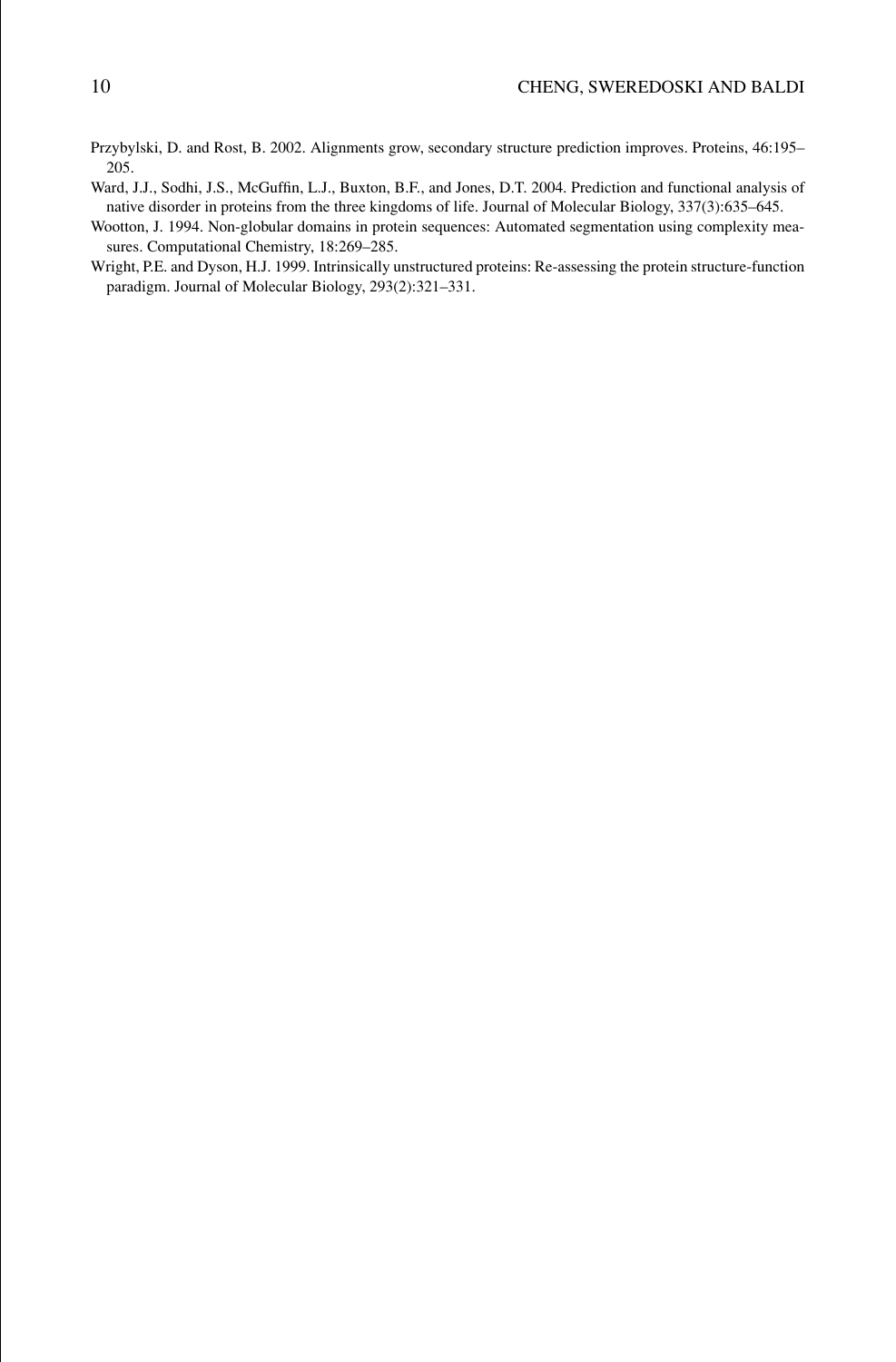Przybylski, D. and Rost, B. 2002. Alignments grow, secondary structure prediction improves. Proteins, 46:195–205.

Ward, J.J., Sodhi, J.S., McGuffin, L.J., Buxton, B.F., and Jones, D.T. 2004. Prediction and functional analysis of native disorder in proteins from the three kingdoms of life. Journal of Molecular Biology, 337(3):635–645.

Wootton, J. 1994. Non-globular domains in protein sequences: Automated segmentation using complexity measures. Computational Chemistry, 18:269–285.

Wright, P.E. and Dyson, H.J. 1999. Intrinsically unstructured proteins: Re-assessing the protein structure-function paradigm. Journal of Molecular Biology, 293(2):321–331.